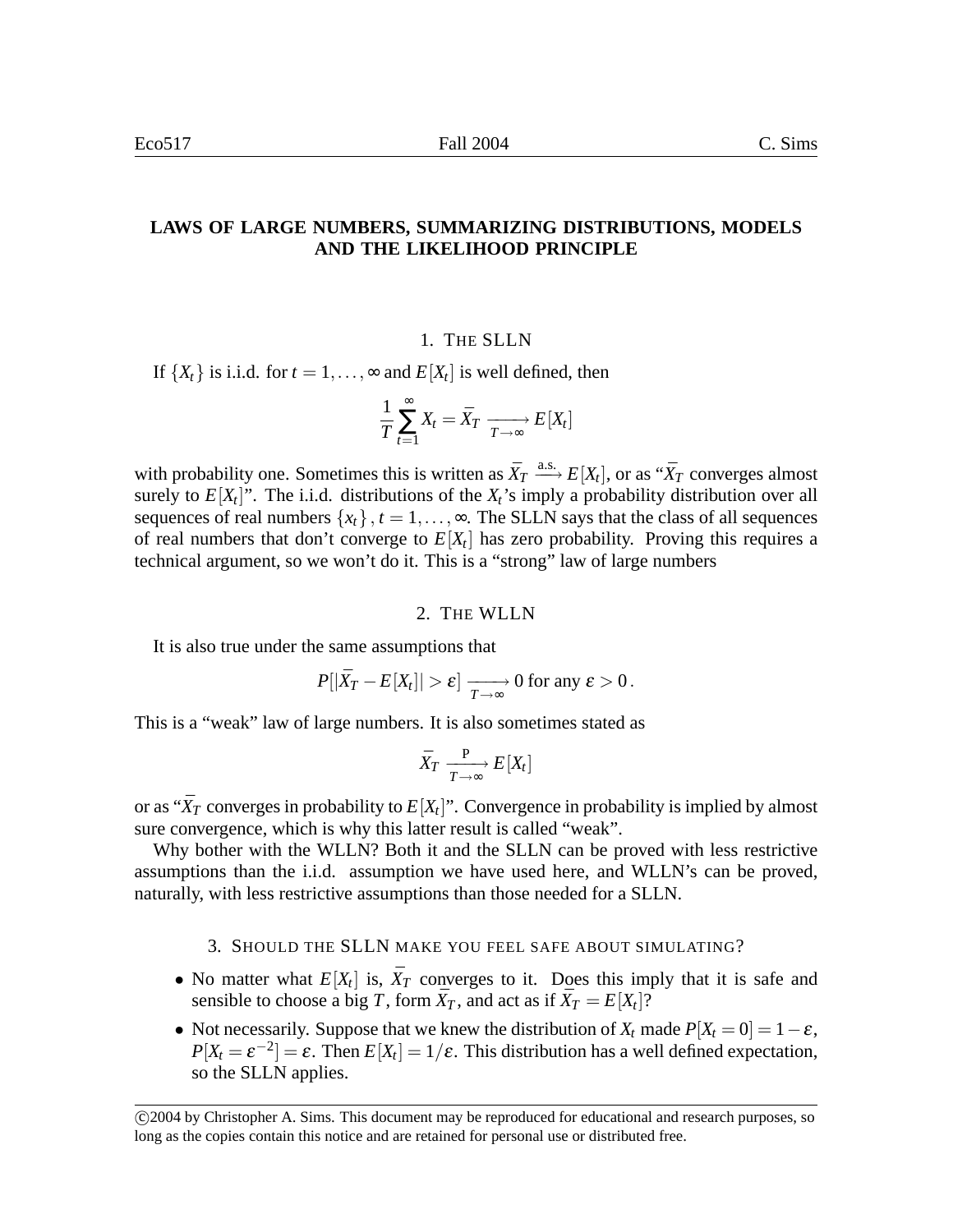# LAWS OF LARGE NUMBERS, SUMMARIZING DISTRIBUTIONS, MODELS AND THE LIKELIHOOD PRINCIPLE

## 1. The SLLN

If $\{X_t\}$ is i.i.d. for $t = 1, \ldots, \infty$ and $E[X_t]$ is well defined, then

$$\frac{1}{T}\sum_{t=1}^{\infty} X_t = \bar{X}_T \xrightarrow[T\to\infty]{} E[X_t]$$

with probability one. Sometimes this is written as $\bar{X}_T \xrightarrow{\text{a.s.}} E[X_t]$, or as "$\bar{X}_T$ converges almost surely to $E[X_t]$". The i.i.d. distributions of the $X_t$'s imply a probability distribution over all sequences of real numbers $\{x_t\}$, $t = 1, \ldots, \infty$. The SLLN says that the class of all sequences of real numbers that don't converge to $E[X_t]$ has zero probability. Proving this requires a technical argument, so we won't do it. This is a "strong" law of large numbers

## 2. The WLLN

It is also true under the same assumptions that

$$P[|\bar{X}_T - E[X_t]| > \varepsilon] \xrightarrow[T\to\infty]{} 0 \text{ for any } \varepsilon > 0\,.$$

This is a "weak" law of large numbers. It is also sometimes stated as

$$\bar{X}_T \xrightarrow[T\to\infty]{\text{P}} E[X_t]$$

or as "$\bar{X}_T$ converges in probability to $E[X_t]$". Convergence in probability is implied by almost sure convergence, which is why this latter result is called "weak".

Why bother with the WLLN? Both it and the SLLN can be proved with less restrictive assumptions than the i.i.d. assumption we have used here, and WLLN's can be proved, naturally, with less restrictive assumptions than those needed for a SLLN.

## 3. Should the SLLN make you feel safe about simulating?

- No matter what $E[X_t]$ is, $\bar{X}_T$ converges to it. Does this imply that it is safe and sensible to choose a big $T$, form $\bar{X}_T$, and act as if $\bar{X}_T = E[X_t]$?
- Not necessarily. Suppose that we knew the distribution of $X_t$ made $P[X_t = 0] = 1 - \varepsilon$, $P[X_t = \varepsilon^{-2}] = \varepsilon$. Then $E[X_t] = 1/\varepsilon$. This distribution has a well defined expectation, so the SLLN applies.

©2004 by Christopher A. Sims. This document may be reproduced for educational and research purposes, so long as the copies contain this notice and are retained for personal use or distributed free.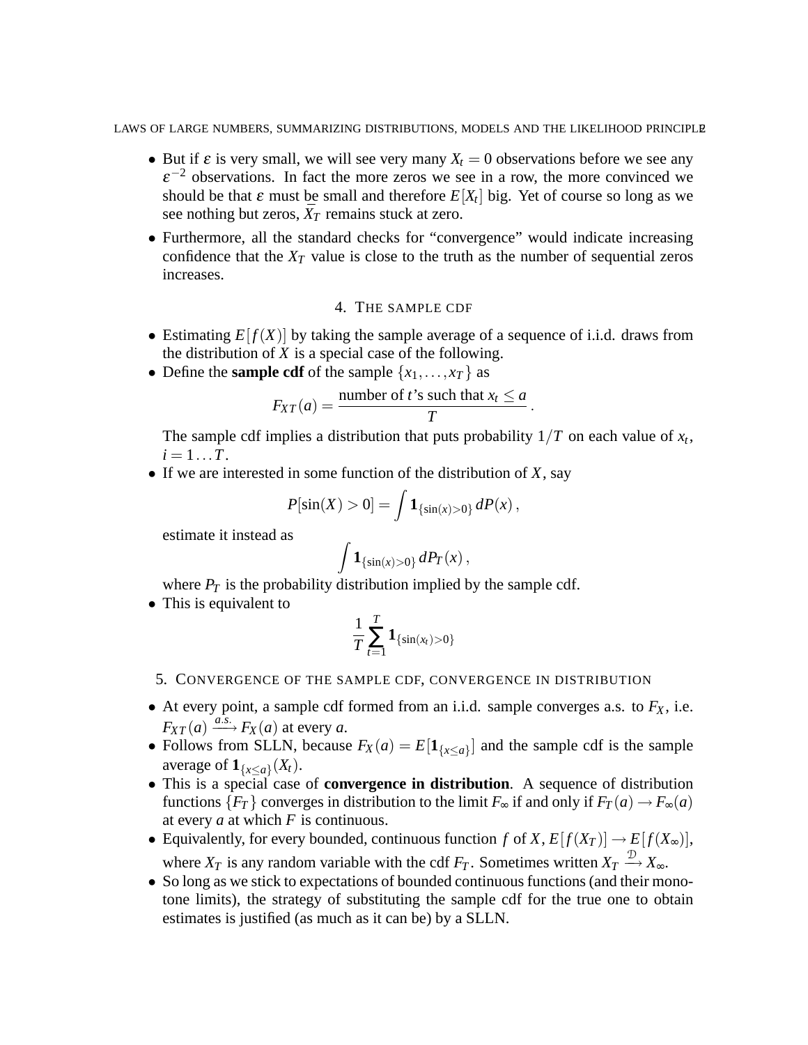- But if $\varepsilon$ is very small, we will see very many $X_t = 0$ observations before we see any $\varepsilon^{-2}$ observations. In fact the more zeros we see in a row, the more convinced we should be that $\varepsilon$ must be small and therefore $E[X_t]$ big. Yet of course so long as we see nothing but zeros, $\bar{X}_T$ remains stuck at zero.
- Furthermore, all the standard checks for "convergence" would indicate increasing confidence that the $X_T$ value is close to the truth as the number of sequential zeros increases.

## 4. The sample cdf

- Estimating $E[f(X)]$ by taking the sample average of a sequence of i.i.d. draws from the distribution of $X$ is a special case of the following.
- Define the **sample cdf** of the sample $\{x_1, \ldots, x_T\}$ as

$$F_{XT}(a) = \frac{\text{number of } t\text{'s such that } x_t \leq a}{T} .$$

  The sample cdf implies a distribution that puts probability $1/T$ on each value of $x_t$, $i = 1 \ldots T$.
- If we are interested in some function of the distribution of $X$, say

$$P[\sin(X) > 0] = \int \mathbf{1}_{\{\sin(x)>0\}} \, dP(x) ,$$

  estimate it instead as

$$\int \mathbf{1}_{\{\sin(x)>0\}} \, dP_T(x) ,$$

  where $P_T$ is the probability distribution implied by the sample cdf.
- This is equivalent to

$$\frac{1}{T} \sum_{t=1}^{T} \mathbf{1}_{\{\sin(x_t)>0\}}$$

## 5. Convergence of the sample cdf, convergence in distribution

- At every point, a sample cdf formed from an i.i.d. sample converges a.s. to $F_X$, i.e. $F_{XT}(a) \xrightarrow{a.s.} F_X(a)$ at every $a$.
- Follows from SLLN, because $F_X(a) = E[\mathbf{1}_{\{x \leq a\}}]$ and the sample cdf is the sample average of $\mathbf{1}_{\{x \leq a\}}(X_t)$.
- This is a special case of **convergence in distribution**. A sequence of distribution functions $\{F_T\}$ converges in distribution to the limit $F_\infty$ if and only if $F_T(a) \to F_\infty(a)$ at every $a$ at which $F$ is continuous.
- Equivalently, for every bounded, continuous function $f$ of $X$, $E[f(X_T)] \to E[f(X_\infty)]$, where $X_T$ is any random variable with the cdf $F_T$. Sometimes written $X_T \xrightarrow{\mathcal{D}} X_\infty$.
- So long as we stick to expectations of bounded continuous functions (and their monotone limits), the strategy of substituting the sample cdf for the true one to obtain estimates is justified (as much as it can be) by a SLLN.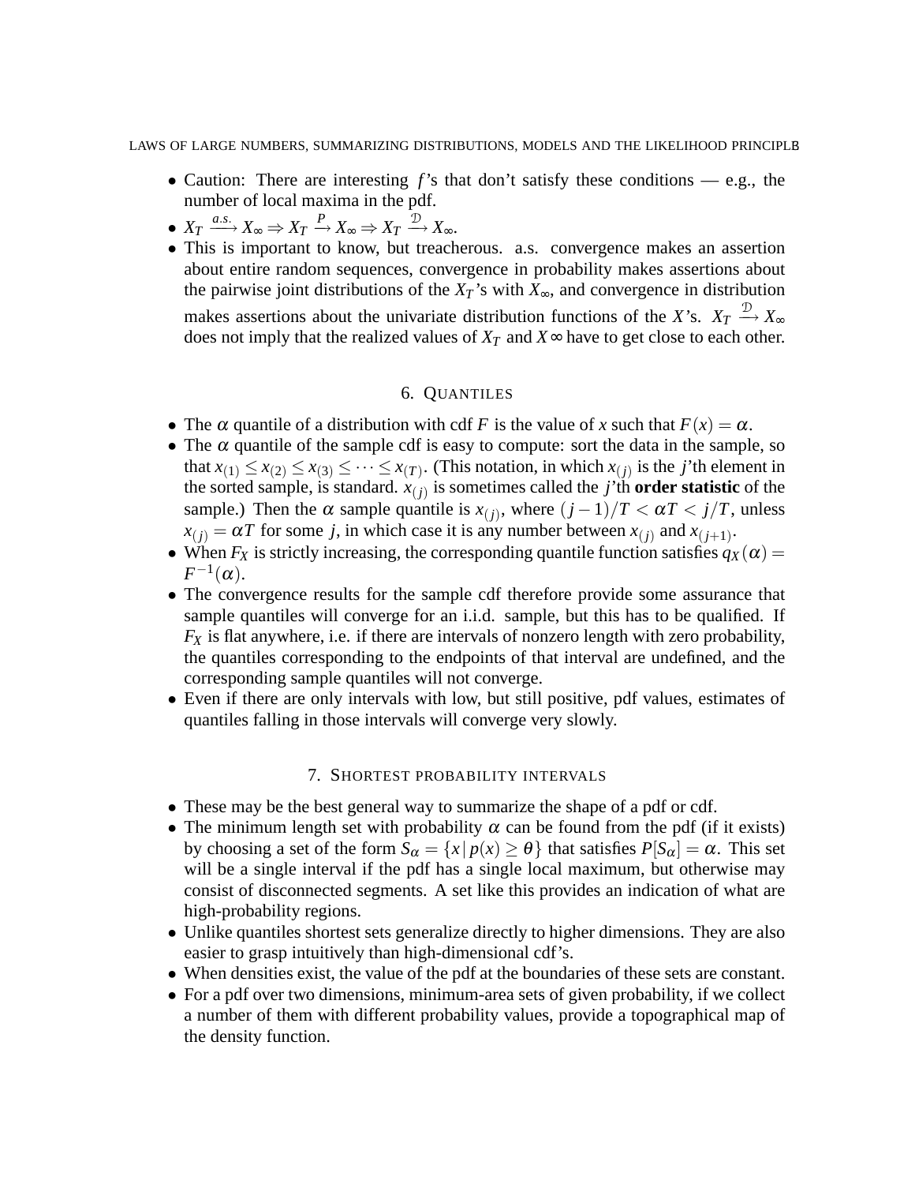- Caution: There are interesting $f$'s that don't satisfy these conditions — e.g., the number of local maxima in the pdf.
- $X_T \xrightarrow{a.s.} X_\infty \Rightarrow X_T \xrightarrow{P} X_\infty \Rightarrow X_T \xrightarrow{\mathcal{D}} X_\infty$.
- This is important to know, but treacherous. a.s. convergence makes an assertion about entire random sequences, convergence in probability makes assertions about the pairwise joint distributions of the $X_T$'s with $X_\infty$, and convergence in distribution makes assertions about the univariate distribution functions of the $X$'s. $X_T \xrightarrow{\mathcal{D}} X_\infty$ does not imply that the realized values of $X_T$ and $X\infty$ have to get close to each other.

## 6. QUANTILES

- The $\alpha$ quantile of a distribution with cdf $F$ is the value of $x$ such that $F(x) = \alpha$.
- The $\alpha$ quantile of the sample cdf is easy to compute: sort the data in the sample, so that $x_{(1)} \leq x_{(2)} \leq x_{(3)} \leq \cdots \leq x_{(T)}$. (This notation, in which $x_{(j)}$ is the $j$'th element in the sorted sample, is standard. $x_{(j)}$ is sometimes called the $j$'th **order statistic** of the sample.) Then the $\alpha$ sample quantile is $x_{(j)}$, where $(j-1)/T < \alpha T < j/T$, unless $x_{(j)} = \alpha T$ for some $j$, in which case it is any number between $x_{(j)}$ and $x_{(j+1)}$.
- When $F_X$ is strictly increasing, the corresponding quantile function satisfies $q_X(\alpha) = F^{-1}(\alpha)$.
- The convergence results for the sample cdf therefore provide some assurance that sample quantiles will converge for an i.i.d. sample, but this has to be qualified. If $F_X$ is flat anywhere, i.e. if there are intervals of nonzero length with zero probability, the quantiles corresponding to the endpoints of that interval are undefined, and the corresponding sample quantiles will not converge.
- Even if there are only intervals with low, but still positive, pdf values, estimates of quantiles falling in those intervals will converge very slowly.

## 7. SHORTEST PROBABILITY INTERVALS

- These may be the best general way to summarize the shape of a pdf or cdf.
- The minimum length set with probability $\alpha$ can be found from the pdf (if it exists) by choosing a set of the form $S_\alpha = \{x \,|\, p(x) \geq \theta\}$ that satisfies $P[S_\alpha] = \alpha$. This set will be a single interval if the pdf has a single local maximum, but otherwise may consist of disconnected segments. A set like this provides an indication of what are high-probability regions.
- Unlike quantiles shortest sets generalize directly to higher dimensions. They are also easier to grasp intuitively than high-dimensional cdf's.
- When densities exist, the value of the pdf at the boundaries of these sets are constant.
- For a pdf over two dimensions, minimum-area sets of given probability, if we collect a number of them with different probability values, provide a topographical map of the density function.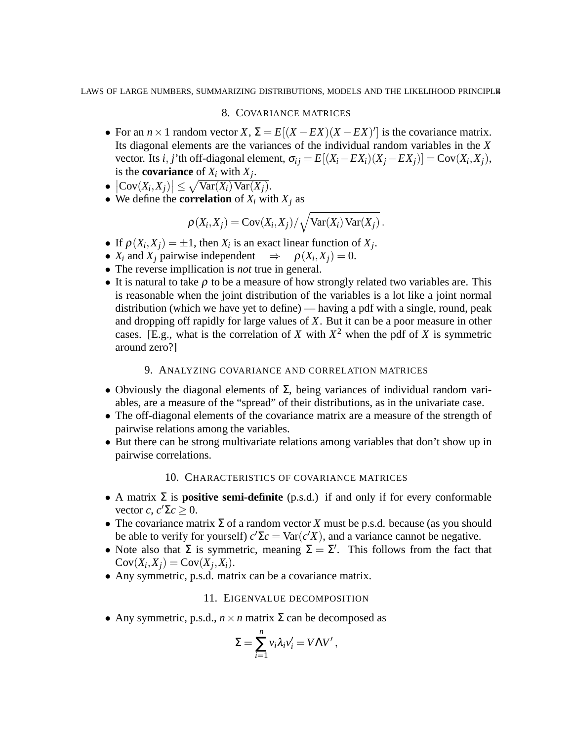## 8. Covariance matrices

- For an $n \times 1$ random vector $X$, $\Sigma = E[(X - EX)(X - EX)']$ is the covariance matrix. Its diagonal elements are the variances of the individual random variables in the $X$ vector. Its $i, j$'th off-diagonal element, $\sigma_{ij} = E[(X_i - EX_i)(X_j - EX_j)] = \text{Cov}(X_i, X_j)$, is the **covariance** of $X_i$ with $X_j$.
- $|\text{Cov}(X_i, X_j)| \leq \sqrt{\text{Var}(X_i)\,\text{Var}(X_j)}$.
- We define the **correlation** of $X_i$ with $X_j$ as

$$\rho(X_i, X_j) = \text{Cov}(X_i, X_j) / \sqrt{\text{Var}(X_i)\,\text{Var}(X_j)}\,.$$

- If $\rho(X_i, X_j) = \pm 1$, then $X_i$ is an exact linear function of $X_j$.
- $X_i$ and $X_j$ pairwise independent $\quad \Rightarrow \quad \rho(X_i, X_j) = 0$.
- The reverse impllication is *not* true in general.
- It is natural to take $\rho$ to be a measure of how strongly related two variables are. This is reasonable when the joint distribution of the variables is a lot like a joint normal distribution (which we have yet to define) — having a pdf with a single, round, peak and dropping off rapidly for large values of $X$. But it can be a poor measure in other cases. [E.g., what is the correlation of $X$ with $X^2$ when the pdf of $X$ is symmetric around zero?]

## 9. Analyzing covariance and correlation matrices

- Obviously the diagonal elements of $\Sigma$, being variances of individual random variables, are a measure of the "spread" of their distributions, as in the univariate case.
- The off-diagonal elements of the covariance matrix are a measure of the strength of pairwise relations among the variables.
- But there can be strong multivariate relations among variables that don't show up in pairwise correlations.

## 10. Characteristics of covariance matrices

- A matrix $\Sigma$ is **positive semi-definite** (p.s.d.) if and only if for every conformable vector $c$, $c'\Sigma c \geq 0$.
- The covariance matrix $\Sigma$ of a random vector $X$ must be p.s.d. because (as you should be able to verify for yourself) $c'\Sigma c = \text{Var}(c'X)$, and a variance cannot be negative.
- Note also that $\Sigma$ is symmetric, meaning $\Sigma = \Sigma'$. This follows from the fact that $\text{Cov}(X_i, X_j) = \text{Cov}(X_j, X_i)$.
- Any symmetric, p.s.d. matrix can be a covariance matrix.

## 11. Eigenvalue decomposition

- Any symmetric, p.s.d., $n \times n$ matrix $\Sigma$ can be decomposed as

$$\Sigma = \sum_{i=1}^{n} v_i \lambda_i v_i' = V \Lambda V'\,,$$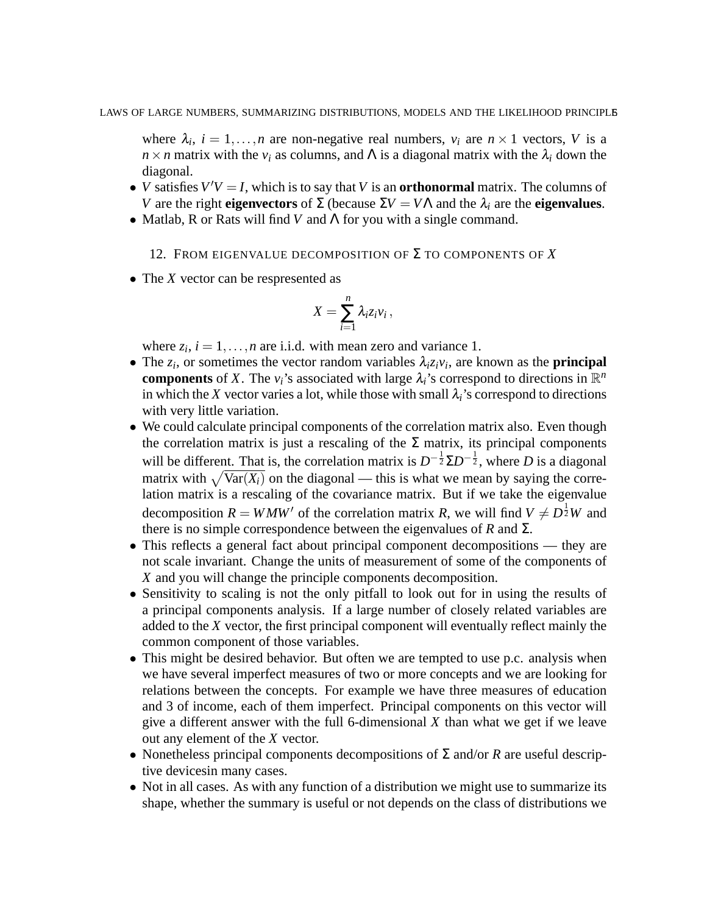where $\lambda_i$, $i = 1, \dots, n$ are non-negative real numbers, $v_i$ are $n \times 1$ vectors, $V$ is a $n \times n$ matrix with the $v_i$ as columns, and $\Lambda$ is a diagonal matrix with the $\lambda_i$ down the diagonal.

- $V$ satisfies $V'V = I$, which is to say that $V$ is an **orthonormal** matrix. The columns of $V$ are the right **eigenvectors** of $\Sigma$ (because $\Sigma V = V\Lambda$ and the $\lambda_i$ are the **eigenvalues**.
- Matlab, R or Rats will find $V$ and $\Lambda$ for you with a single command.

## 12. From eigenvalue decomposition of $\Sigma$ to components of $X$

- The $X$ vector can be respresented as

$$X = \sum_{i=1}^{n} \lambda_i z_i v_i \,,$$

where $z_i$, $i = 1, \dots, n$ are i.i.d. with mean zero and variance 1.

- The $z_i$, or sometimes the vector random variables $\lambda_i z_i v_i$, are known as the **principal components** of $X$. The $v_i$'s associated with large $\lambda_i$'s correspond to directions in $\mathbb{R}^n$ in which the $X$ vector varies a lot, while those with small $\lambda_i$'s correspond to directions with very little variation.
- We could calculate principal components of the correlation matrix also. Even though the correlation matrix is just a rescaling of the $\Sigma$ matrix, its principal components will be different. That is, the correlation matrix is $D^{-\frac{1}{2}} \Sigma D^{-\frac{1}{2}}$, where $D$ is a diagonal matrix with $\sqrt{\text{Var}(X_i)}$ on the diagonal — this is what we mean by saying the correlation matrix is a rescaling of the covariance matrix. But if we take the eigenvalue decomposition $R = WMW'$ of the correlation matrix $R$, we will find $V \neq D^{\frac{1}{2}} W$ and there is no simple correspondence between the eigenvalues of $R$ and $\Sigma$.
- This reflects a general fact about principal component decompositions — they are not scale invariant. Change the units of measurement of some of the components of $X$ and you will change the principle components decomposition.
- Sensitivity to scaling is not the only pitfall to look out for in using the results of a principal components analysis. If a large number of closely related variables are added to the $X$ vector, the first principal component will eventually reflect mainly the common component of those variables.
- This might be desired behavior. But often we are tempted to use p.c. analysis when we have several imperfect measures of two or more concepts and we are looking for relations between the concepts. For example we have three measures of education and 3 of income, each of them imperfect. Principal components on this vector will give a different answer with the full 6-dimensional $X$ than what we get if we leave out any element of the $X$ vector.
- Nonetheless principal components decompositions of $\Sigma$ and/or $R$ are useful descriptive devicesin many cases.
- Not in all cases. As with any function of a distribution we might use to summarize its shape, whether the summary is useful or not depends on the class of distributions we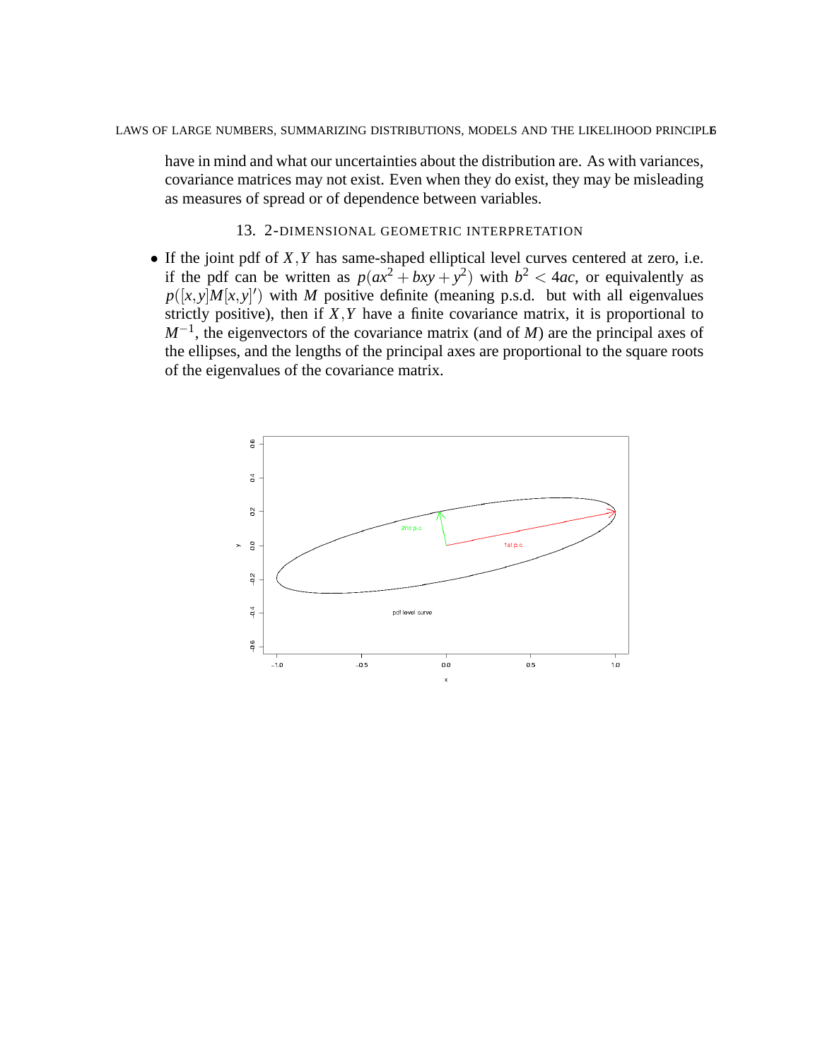have in mind and what our uncertainties about the distribution are. As with variances, covariance matrices may not exist. Even when they do exist, they may be misleading as measures of spread or of dependence between variables.

## 13. 2-DIMENSIONAL GEOMETRIC INTERPRETATION

- If the joint pdf of $X, Y$ has same-shaped elliptical level curves centered at zero, i.e. if the pdf can be written as $p(ax^2 + bxy + y^2)$ with $b^2 < 4ac$, or equivalently as $p([x,y]M[x,y]')$ with $M$ positive definite (meaning p.s.d. but with all eigenvalues strictly positive), then if $X, Y$ have a finite covariance matrix, it is proportional to $M^{-1}$, the eigenvectors of the covariance matrix (and of $M$) are the principal axes of the ellipses, and the lengths of the principal axes are proportional to the square roots of the eigenvalues of the covariance matrix.

2nd p.c.

1st p.c.

pdf level curve

-1.0 -0.5 0.0 0.5 1.0

x

-0.6 -0.4 -0.2 0.0 0.2 0.4 0.6

y